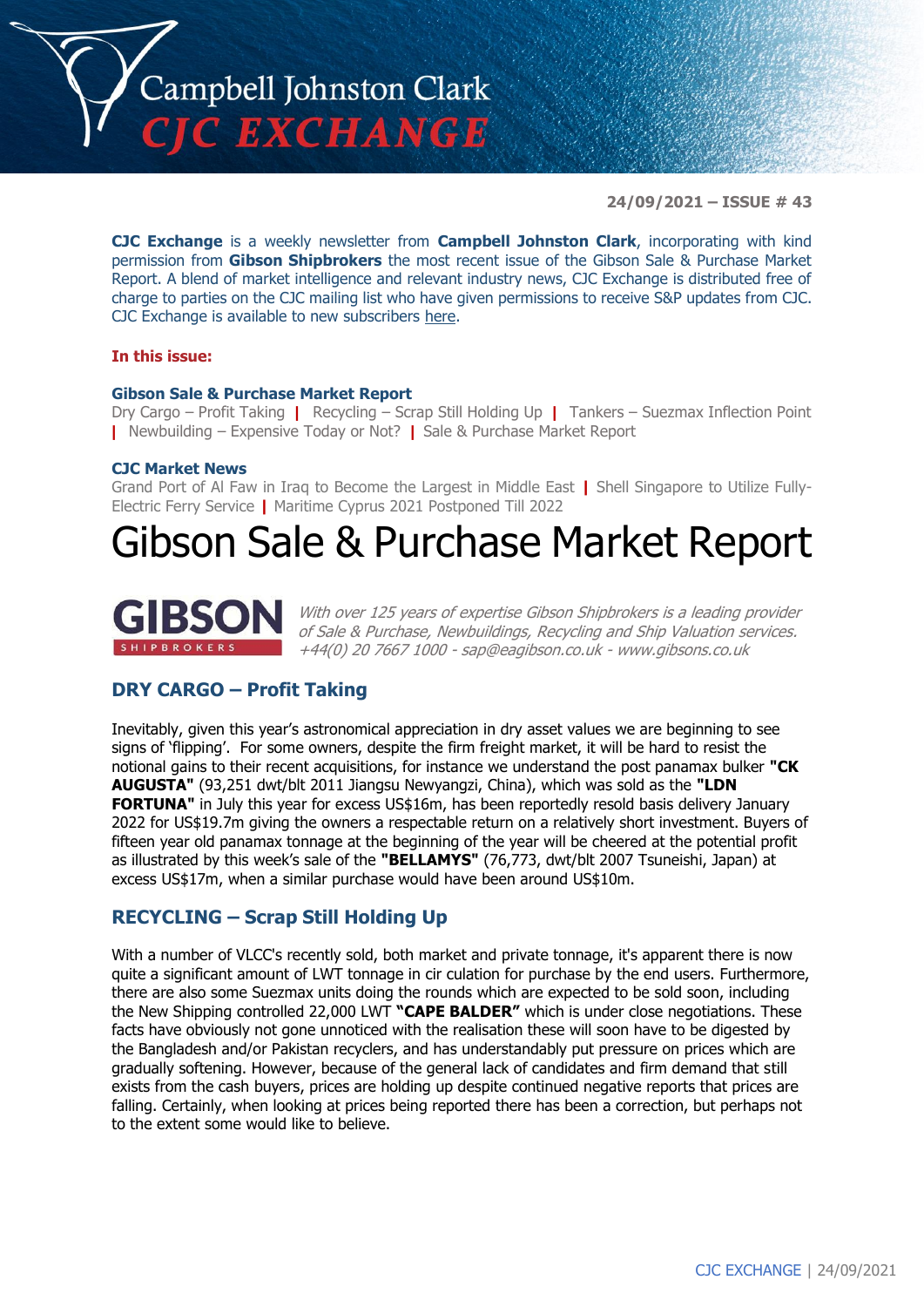# Campbell Johnston Clark CJC EXCHANGE

**24/09/2021 – ISSUE # 43**

**CJC Exchange** is a weekly newsletter from **Campbell Johnston Clark**, incorporating with kind permission from **Gibson Shipbrokers** the most recent issue of the Gibson Sale & Purchase Market Report. A blend of market intelligence and relevant industry news, CJC Exchange is distributed free of charge to parties on the CJC mailing list who have given permissions to receive S&P updates from CJC. CJC Exchange is available to new subscribers here.

**In this issue:**

**Gibson Sale & Purchase Market Report**

Dry Cargo – Profit Taking | Recycling – Scrap Still Holding Up | Tankers – Suezmax Inflection Point | Newbuilding – Expensive Today or Not? | Sale & Purchase Market Report

**CJC Market News**

Grand Port of Al Faw in Iraq to Become the Largest in Middle East | Shell Singapore to Utilize Fully-Electric Ferry Service | Maritime Cyprus 2021 Postponed Till 2022

# Gibson Sale & Purchase Market Report

GIBSON SHIPBROKERS

*With over 125 years of expertise Gibson Shipbrokers is a leading provider of Sale & Purchase, Newbuildings, Recycling and Ship Valuation services. +44(0) 20 7667 1000 - sap@eagibson.co.uk - www.gibsons.co.uk*

## DRY CARGO – Profit Taking

Inevitably, given this year's astronomical appreciation in dry asset values we are beginning to see signs of 'flipping'. For some owners, despite the firm freight market, it will be hard to resist the notional gains to their recent acquisitions, for instance we understand the post panamax bulker **"CK AUGUSTA"** (93,251 dwt/blt 2011 Jiangsu Newyangzi, China), which was sold as the **"LDN FORTUNA"** in July this year for excess US$16m, has been reportedly resold basis delivery January 2022 for US$19.7m giving the owners a respectable return on a relatively short investment. Buyers of fifteen year old panamax tonnage at the beginning of the year will be cheered at the potential profit as illustrated by this week's sale of the **"BELLAMYS"** (76,773, dwt/blt 2007 Tsuneishi, Japan) at excess US$17m, when a similar purchase would have been around US$10m.

## RECYCLING – Scrap Still Holding Up

With a number of VLCC's recently sold, both market and private tonnage, it's apparent there is now quite a significant amount of LWT tonnage in cir culation for purchase by the end users. Furthermore, there are also some Suezmax units doing the rounds which are expected to be sold soon, including the New Shipping controlled 22,000 LWT **"CAPE BALDER"** which is under close negotiations. These facts have obviously not gone unnoticed with the realisation these will soon have to be digested by the Bangladesh and/or Pakistan recyclers, and has understandably put pressure on prices which are gradually softening. However, because of the general lack of candidates and firm demand that still exists from the cash buyers, prices are holding up despite continued negative reports that prices are falling. Certainly, when looking at prices being reported there has been a correction, but perhaps not to the extent some would like to believe.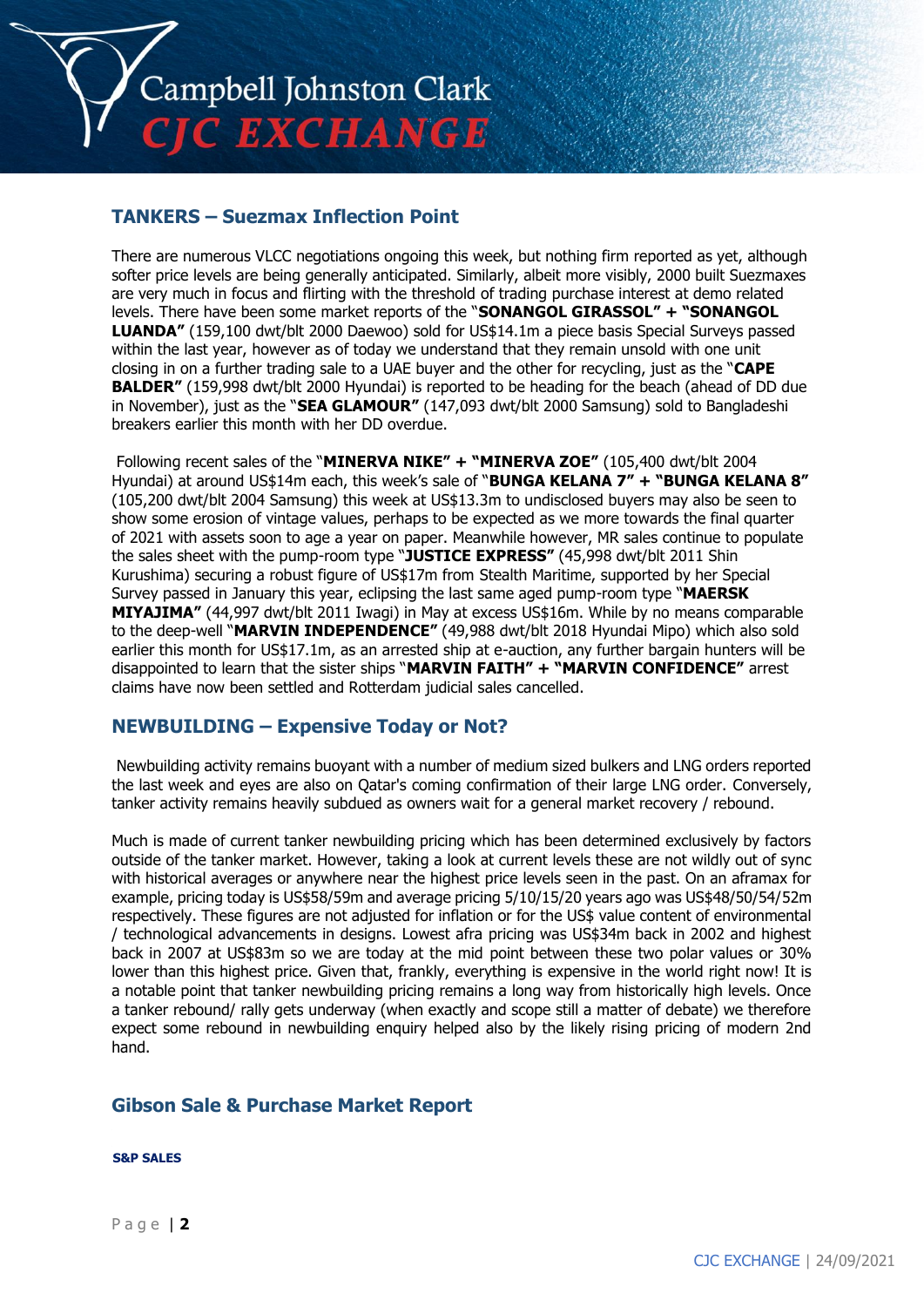## TANKERS – Suezmax Inflection Point

There are numerous VLCC negotiations ongoing this week, but nothing firm reported as yet, although softer price levels are being generally anticipated. Similarly, albeit more visibly, 2000 built Suezmaxes are very much in focus and flirting with the threshold of trading purchase interest at demo related levels. There have been some market reports of the "**SONANGOL GIRASSOL" + "SONANGOL LUANDA"** (159,100 dwt/blt 2000 Daewoo) sold for US$14.1m a piece basis Special Surveys passed within the last year, however as of today we understand that they remain unsold with one unit closing in on a further trading sale to a UAE buyer and the other for recycling, just as the "**CAPE BALDER"** (159,998 dwt/blt 2000 Hyundai) is reported to be heading for the beach (ahead of DD due in November), just as the "**SEA GLAMOUR"** (147,093 dwt/blt 2000 Samsung) sold to Bangladeshi breakers earlier this month with her DD overdue.

Following recent sales of the "**MINERVA NIKE" + "MINERVA ZOE"** (105,400 dwt/blt 2004 Hyundai) at around US$14m each, this week's sale of "**BUNGA KELANA 7" + "BUNGA KELANA 8"** (105,200 dwt/blt 2004 Samsung) this week at US$13.3m to undisclosed buyers may also be seen to show some erosion of vintage values, perhaps to be expected as we more towards the final quarter of 2021 with assets soon to age a year on paper. Meanwhile however, MR sales continue to populate the sales sheet with the pump-room type "**JUSTICE EXPRESS"** (45,998 dwt/blt 2011 Shin Kurushima) securing a robust figure of US$17m from Stealth Maritime, supported by her Special Survey passed in January this year, eclipsing the last same aged pump-room type "**MAERSK MIYAJIMA"** (44,997 dwt/blt 2011 Iwagi) in May at excess US$16m. While by no means comparable to the deep-well "**MARVIN INDEPENDENCE"** (49,988 dwt/blt 2018 Hyundai Mipo) which also sold earlier this month for US$17.1m, as an arrested ship at e-auction, any further bargain hunters will be disappointed to learn that the sister ships "**MARVIN FAITH" + "MARVIN CONFIDENCE"** arrest claims have now been settled and Rotterdam judicial sales cancelled.

## NEWBUILDING – Expensive Today or Not?

Newbuilding activity remains buoyant with a number of medium sized bulkers and LNG orders reported the last week and eyes are also on Qatar's coming confirmation of their large LNG order. Conversely, tanker activity remains heavily subdued as owners wait for a general market recovery / rebound.

Much is made of current tanker newbuilding pricing which has been determined exclusively by factors outside of the tanker market. However, taking a look at current levels these are not wildly out of sync with historical averages or anywhere near the highest price levels seen in the past. On an aframax for example, pricing today is US$58/59m and average pricing 5/10/15/20 years ago was US$48/50/54/52m respectively. These figures are not adjusted for inflation or for the US$ value content of environmental / technological advancements in designs. Lowest afra pricing was US$34m back in 2002 and highest back in 2007 at US$83m so we are today at the mid point between these two polar values or 30% lower than this highest price. Given that, frankly, everything is expensive in the world right now! It is a notable point that tanker newbuilding pricing remains a long way from historically high levels. Once a tanker rebound/ rally gets underway (when exactly and scope still a matter of debate) we therefore expect some rebound in newbuilding enquiry helped also by the likely rising pricing of modern 2nd hand.

## Gibson Sale & Purchase Market Report

**S&P SALES**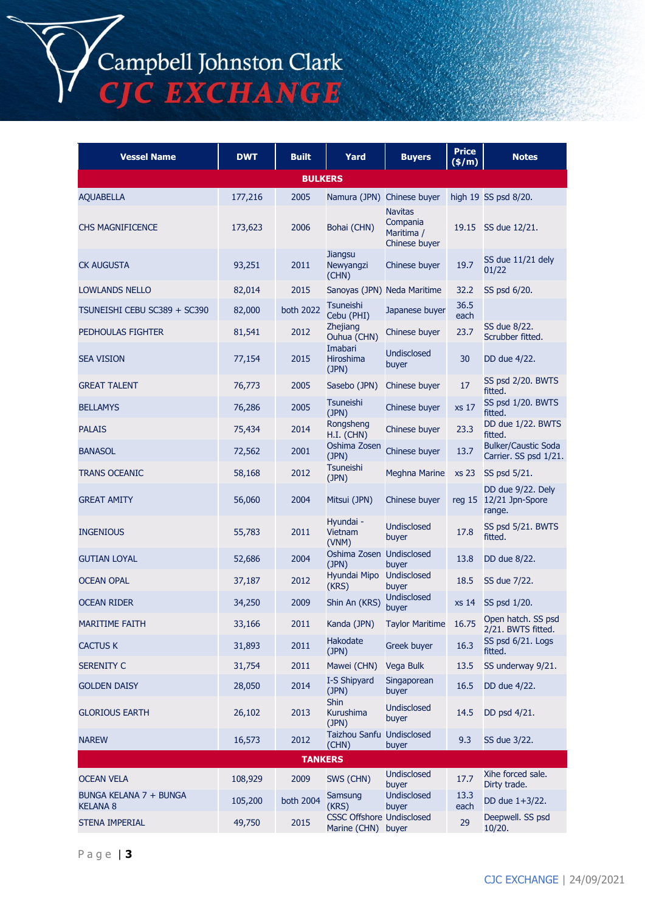| Vessel Name | DWT | Built | Yard | Buyers | Price ($/m) | Notes |
|---|---|---|---|---|---|---|
| **BULKERS** | | | | | | |
| AQUABELLA | 177,216 | 2005 | Namura (JPN) | Chinese buyer | high 19 | SS psd 8/20. |
| CHS MAGNIFICENCE | 173,623 | 2006 | Bohai (CHN) | Navitas Compania Maritima / Chinese buyer | 19.15 | SS due 12/21. |
| CK AUGUSTA | 93,251 | 2011 | Jiangsu Newyangzi (CHN) | Chinese buyer | 19.7 | SS due 11/21 dely 01/22 |
| LOWLANDS NELLO | 82,014 | 2015 | Sanoyas (JPN) | Neda Maritime | 32.2 | SS psd 6/20. |
| TSUNEISHI CEBU SC389 + SC390 | 82,000 | both 2022 | Tsuneishi Cebu (PHI) | Japanese buyer | 36.5 each | |
| PEDHOULAS FIGHTER | 81,541 | 2012 | Zhejiang Ouhua (CHN) | Chinese buyer | 23.7 | SS due 8/22. Scrubber fitted. |
| SEA VISION | 77,154 | 2015 | Imabari Hiroshima (JPN) | Undisclosed buyer | 30 | DD due 4/22. |
| GREAT TALENT | 76,773 | 2005 | Sasebo (JPN) | Chinese buyer | 17 | SS psd 2/20. BWTS fitted. |
| BELLAMYS | 76,286 | 2005 | Tsuneishi (JPN) | Chinese buyer | xs 17 | SS psd 1/20. BWTS fitted. |
| PALAIS | 75,434 | 2014 | Rongsheng H.I. (CHN) | Chinese buyer | 23.3 | DD due 1/22. BWTS fitted. |
| BANASOL | 72,562 | 2001 | Oshima Zosen (JPN) | Chinese buyer | 13.7 | Bulker/Caustic Soda Carrier. SS psd 1/21. |
| TRANS OCEANIC | 58,168 | 2012 | Tsuneishi (JPN) | Meghna Marine | xs 23 | SS psd 5/21. |
| GREAT AMITY | 56,060 | 2004 | Mitsui (JPN) | Chinese buyer | reg 15 | DD due 9/22. Dely 12/21 Jpn-Spore range. |
| INGENIOUS | 55,783 | 2011 | Hyundai - Vietnam (VNM) | Undisclosed buyer | 17.8 | SS psd 5/21. BWTS fitted. |
| GUTIAN LOYAL | 52,686 | 2004 | Oshima Zosen (JPN) | Undisclosed buyer | 13.8 | DD due 8/22. |
| OCEAN OPAL | 37,187 | 2012 | Hyundai Mipo (KRS) | Undisclosed buyer | 18.5 | SS due 7/22. |
| OCEAN RIDER | 34,250 | 2009 | Shin An (KRS) | Undisclosed buyer | xs 14 | SS psd 1/20. |
| MARITIME FAITH | 33,166 | 2011 | Kanda (JPN) | Taylor Maritime | 16.75 | Open hatch. SS psd 2/21. BWTS fitted. |
| CACTUS K | 31,893 | 2011 | Hakodate (JPN) | Greek buyer | 16.3 | SS psd 6/21. Logs fitted. |
| SERENITY C | 31,754 | 2011 | Mawei (CHN) | Vega Bulk | 13.5 | SS underway 9/21. |
| GOLDEN DAISY | 28,050 | 2014 | I-S Shipyard (JPN) | Singaporean buyer | 16.5 | DD due 4/22. |
| GLORIOUS EARTH | 26,102 | 2013 | Shin Kurushima (JPN) | Undisclosed buyer | 14.5 | DD psd 4/21. |
| NAREW | 16,573 | 2012 | Taizhou Sanfu (CHN) | Undisclosed buyer | 9.3 | SS due 3/22. |
| **TANKERS** | | | | | | |
| OCEAN VELA | 108,929 | 2009 | SWS (CHN) | Undisclosed buyer | 17.7 | Xihe forced sale. Dirty trade. |
| BUNGA KELANA 7 + BUNGA KELANA 8 | 105,200 | both 2004 | Samsung (KRS) | Undisclosed buyer | 13.3 each | DD due 1+3/22. |
| STENA IMPERIAL | 49,750 | 2015 | CSSC Offshore Marine (CHN) | Undisclosed buyer | 29 | Deepwell. SS psd 10/20. |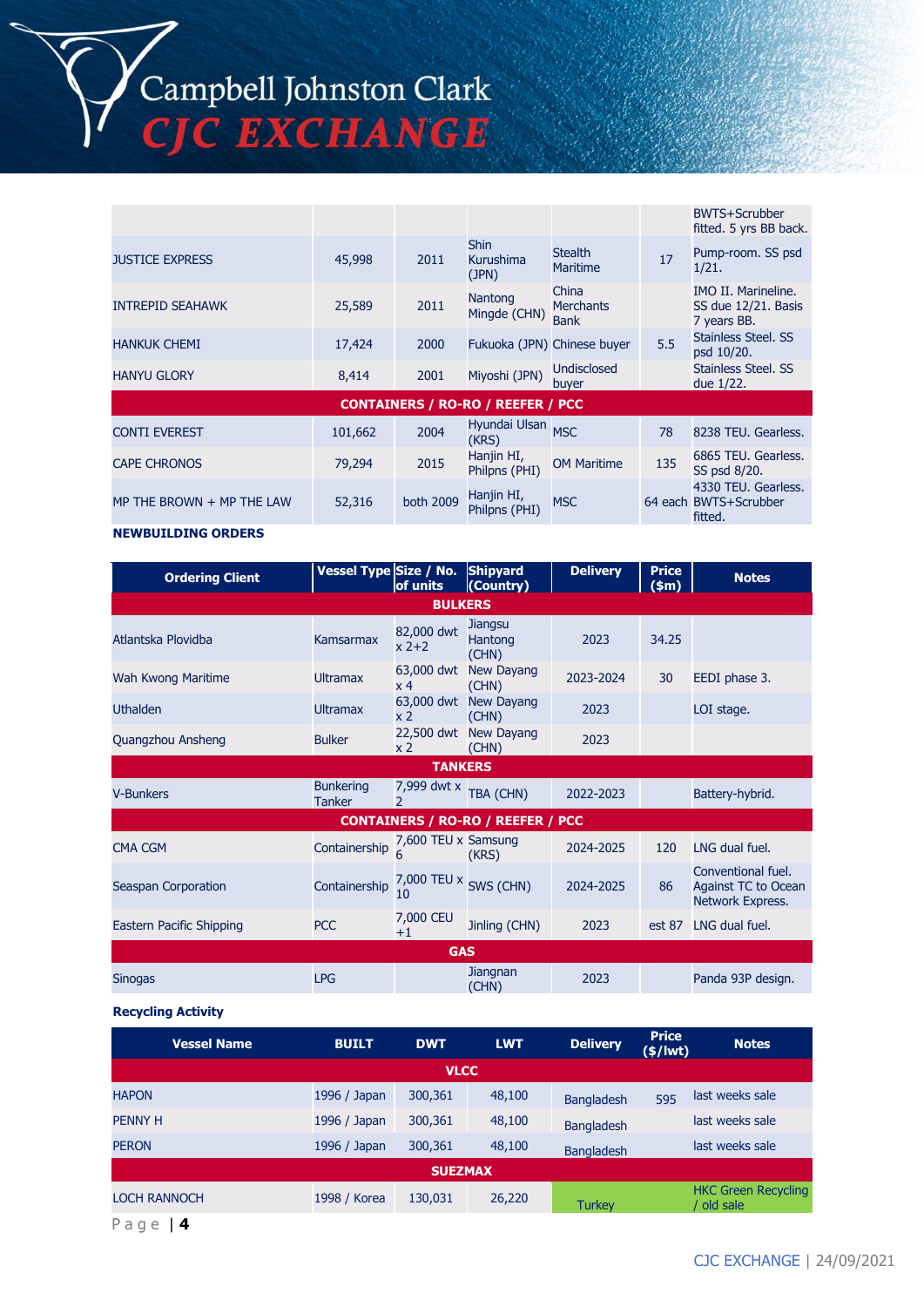| | | | | | | |
|---|---|---|---|---|---|---|
| | | | | | | BWTS+Scrubber fitted. 5 yrs BB back. |
| JUSTICE EXPRESS | 45,998 | 2011 | Shin Kurushima (JPN) | Stealth Maritime | 17 | Pump-room. SS psd 1/21. |
| INTREPID SEAHAWK | 25,589 | 2011 | Nantong Mingde (CHN) | China Merchants Bank | | IMO II. Marineline. SS due 12/21. Basis 7 years BB. |
| HANKUK CHEMI | 17,424 | 2000 | Fukuoka (JPN) | Chinese buyer | 5.5 | Stainless Steel. SS psd 10/20. |
| HANYU GLORY | 8,414 | 2001 | Miyoshi (JPN) | Undisclosed buyer | | Stainless Steel. SS due 1/22. |
| **CONTAINERS / RO-RO / REEFER / PCC** | | | | | | |
| CONTI EVEREST | 101,662 | 2004 | Hyundai Ulsan (KRS) | MSC | 78 | 8238 TEU. Gearless. |
| CAPE CHRONOS | 79,294 | 2015 | Hanjin HI, Philpns (PHI) | OM Maritime | 135 | 6865 TEU. Gearless. SS psd 8/20. |
| MP THE BROWN + MP THE LAW | 52,316 | both 2009 | Hanjin HI, Philpns (PHI) | MSC | 64 each | 4330 TEU. Gearless. BWTS+Scrubber fitted. |

## NEWBUILDING ORDERS

| Ordering Client | Vessel Type | Size / No. of units | Shipyard (Country) | Delivery | Price ($m) | Notes |
|---|---|---|---|---|---|---|
| **BULKERS** | | | | | | |
| Atlantska Plovidba | Kamsarmax | 82,000 dwt x 2+2 | Jiangsu Hantong (CHN) | 2023 | 34.25 | |
| Wah Kwong Maritime | Ultramax | 63,000 dwt x 4 | New Dayang (CHN) | 2023-2024 | 30 | EEDI phase 3. |
| Uthalden | Ultramax | 63,000 dwt x 2 | New Dayang (CHN) | 2023 | | LOI stage. |
| Quangzhou Ansheng | Bulker | 22,500 dwt x 2 | New Dayang (CHN) | 2023 | | |
| **TANKERS** | | | | | | |
| V-Bunkers | Bunkering Tanker | 7,999 dwt x 2 | TBA (CHN) | 2022-2023 | | Battery-hybrid. |
| **CONTAINERS / RO-RO / REEFER / PCC** | | | | | | |
| CMA CGM | Containership | 7,600 TEU x 6 | Samsung (KRS) | 2024-2025 | 120 | LNG dual fuel. |
| Seaspan Corporation | Containership | 7,000 TEU x 10 | SWS (CHN) | 2024-2025 | 86 | Conventional fuel. Against TC to Ocean Network Express. |
| Eastern Pacific Shipping | PCC | 7,000 CEU +1 | Jinling (CHN) | 2023 | est 87 | LNG dual fuel. |
| **GAS** | | | | | | |
| Sinogas | LPG | | Jiangnan (CHN) | 2023 | | Panda 93P design. |

## Recycling Activity

| Vessel Name | BUILT | DWT | LWT | Delivery | Price ($/lwt) | Notes |
|---|---|---|---|---|---|---|
| **VLCC** | | | | | | |
| HAPON | 1996 / Japan | 300,361 | 48,100 | Bangladesh | 595 | last weeks sale |
| PENNY H | 1996 / Japan | 300,361 | 48,100 | Bangladesh | | last weeks sale |
| PERON | 1996 / Japan | 300,361 | 48,100 | Bangladesh | | last weeks sale |
| **SUEZMAX** | | | | | | |
| LOCH RANNOCH | 1998 / Korea | 130,031 | 26,220 | Turkey | | HKC Green Recycling / old sale |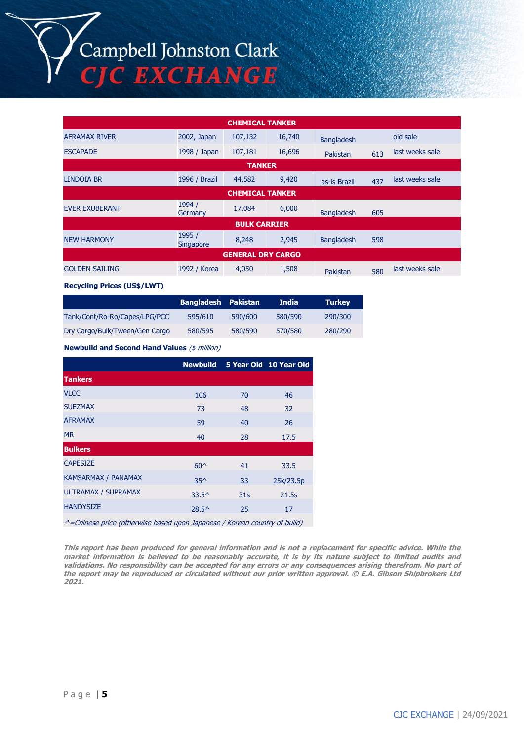| CHEMICAL TANKER | | | | | | |
|---|---|---|---|---|---|---|
| AFRAMAX RIVER | 2002, Japan | 107,132 | 16,740 | Bangladesh | | old sale |
| ESCAPADE | 1998 / Japan | 107,181 | 16,696 | Pakistan | 613 | last weeks sale |
| **TANKER** | | | | | | |
| LINDOIA BR | 1996 / Brazil | 44,582 | 9,420 | as-is Brazil | 437 | last weeks sale |
| **CHEMICAL TANKER** | | | | | | |
| EVER EXUBERANT | 1994 / Germany | 17,084 | 6,000 | Bangladesh | 605 | |
| **BULK CARRIER** | | | | | | |
| NEW HARMONY | 1995 / Singapore | 8,248 | 2,945 | Bangladesh | 598 | |
| **GENERAL DRY CARGO** | | | | | | |
| GOLDEN SAILING | 1992 / Korea | 4,050 | 1,508 | Pakistan | 580 | last weeks sale |

**Recycling Prices (US$/LWT)**

| | Bangladesh | Pakistan | India | Turkey |
|---|---|---|---|---|
| Tank/Cont/Ro-Ro/Capes/LPG/PCC | 595/610 | 590/600 | 580/590 | 290/300 |
| Dry Cargo/Bulk/Tween/Gen Cargo | 580/595 | 580/590 | 570/580 | 280/290 |

**Newbuild and Second Hand Values** *($ million)*

| | Newbuild | 5 Year Old | 10 Year Old |
|---|---|---|---|
| **Tankers** | | | |
| VLCC | 106 | 70 | 46 |
| SUEZMAX | 73 | 48 | 32 |
| AFRAMAX | 59 | 40 | 26 |
| MR | 40 | 28 | 17.5 |
| **Bulkers** | | | |
| CAPESIZE | 60^ | 41 | 33.5 |
| KAMSARMAX / PANAMAX | 35^ | 33 | 25k/23.5p |
| ULTRAMAX / SUPRAMAX | 33.5^ | 31s | 21.5s |
| HANDYSIZE | 28.5^ | 25 | 17 |

*^=Chinese price (otherwise based upon Japanese / Korean country of build)*

***This report has been produced for general information and is not a replacement for specific advice. While the market information is believed to be reasonably accurate, it is by its nature subject to limited audits and validations. No responsibility can be accepted for any errors or any consequences arising therefrom. No part of the report may be reproduced or circulated without our prior written approval. © E.A. Gibson Shipbrokers Ltd 2021.***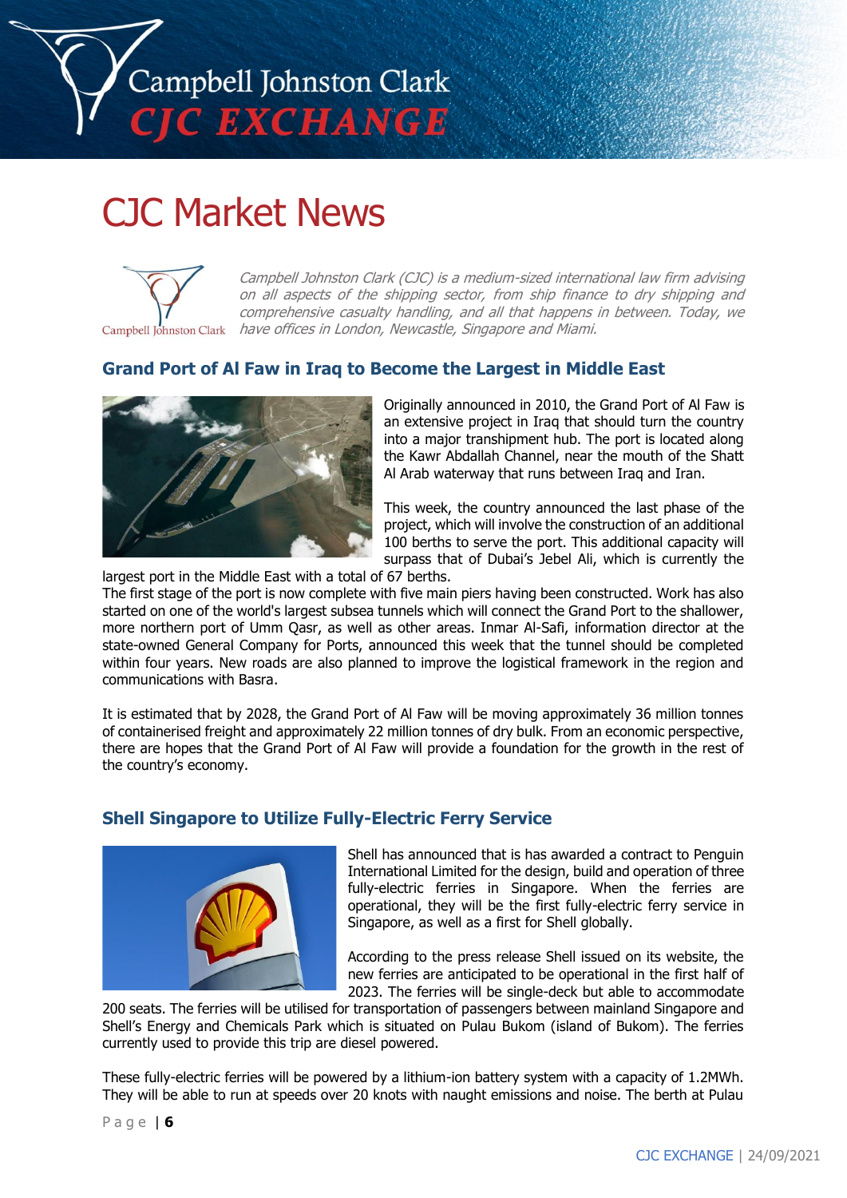# CJC Market News

*Campbell Johnston Clark (CJC) is a medium-sized international law firm advising on all aspects of the shipping sector, from ship finance to dry shipping and comprehensive casualty handling, and all that happens in between. Today, we have offices in London, Newcastle, Singapore and Miami.*

## Grand Port of Al Faw in Iraq to Become the Largest in Middle East

Originally announced in 2010, the Grand Port of Al Faw is an extensive project in Iraq that should turn the country into a major transhipment hub. The port is located along the Kawr Abdallah Channel, near the mouth of the Shatt Al Arab waterway that runs between Iraq and Iran.

This week, the country announced the last phase of the project, which will involve the construction of an additional 100 berths to serve the port. This additional capacity will surpass that of Dubai's Jebel Ali, which is currently the largest port in the Middle East with a total of 67 berths.

The first stage of the port is now complete with five main piers having been constructed. Work has also started on one of the world's largest subsea tunnels which will connect the Grand Port to the shallower, more northern port of Umm Qasr, as well as other areas. Inmar Al-Safi, information director at the state-owned General Company for Ports, announced this week that the tunnel should be completed within four years. New roads are also planned to improve the logistical framework in the region and communications with Basra.

It is estimated that by 2028, the Grand Port of Al Faw will be moving approximately 36 million tonnes of containerised freight and approximately 22 million tonnes of dry bulk. From an economic perspective, there are hopes that the Grand Port of Al Faw will provide a foundation for the growth in the rest of the country's economy.

## Shell Singapore to Utilize Fully-Electric Ferry Service

Shell has announced that is has awarded a contract to Penguin International Limited for the design, build and operation of three fully-electric ferries in Singapore. When the ferries are operational, they will be the first fully-electric ferry service in Singapore, as well as a first for Shell globally.

According to the press release Shell issued on its website, the new ferries are anticipated to be operational in the first half of 2023. The ferries will be single-deck but able to accommodate 200 seats. The ferries will be utilised for transportation of passengers between mainland Singapore and Shell's Energy and Chemicals Park which is situated on Pulau Bukom (island of Bukom). The ferries currently used to provide this trip are diesel powered.

These fully-electric ferries will be powered by a lithium-ion battery system with a capacity of 1.2MWh. They will be able to run at speeds over 20 knots with naught emissions and noise. The berth at Pulau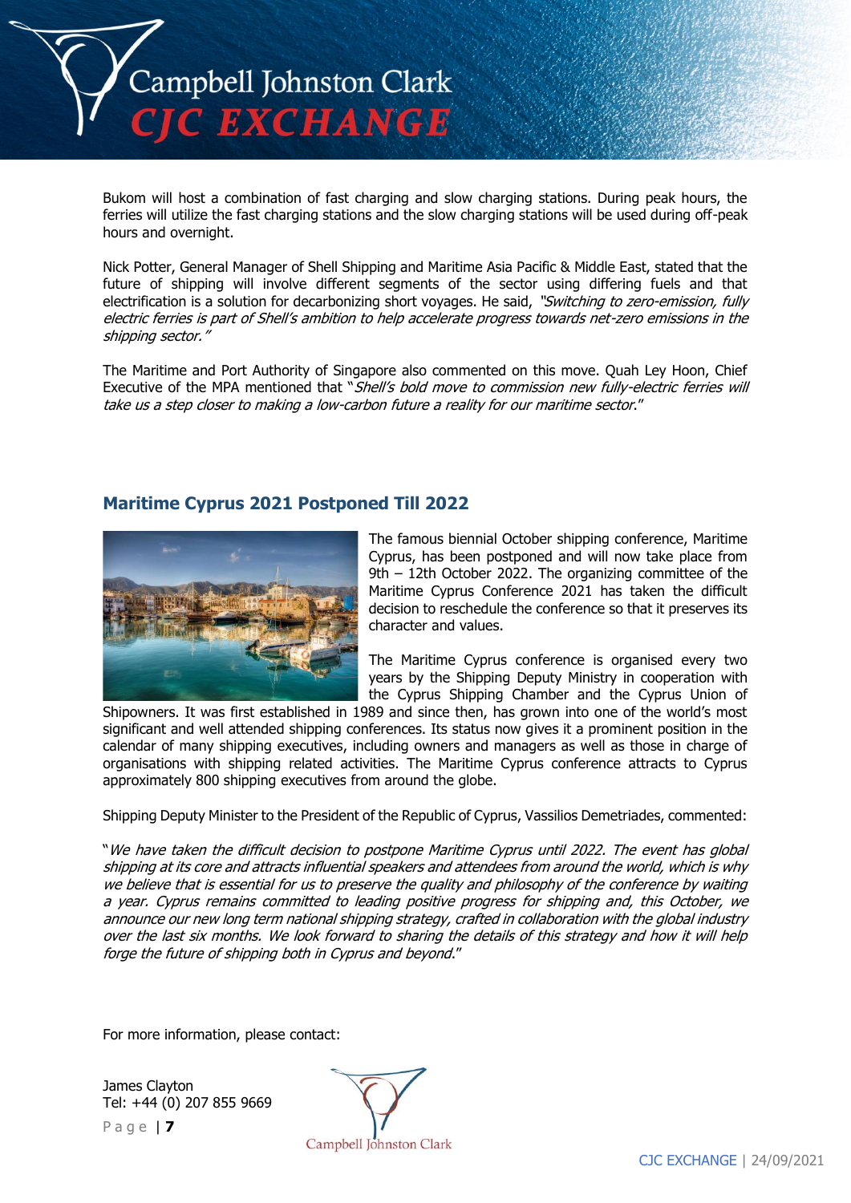Bukom will host a combination of fast charging and slow charging stations. During peak hours, the ferries will utilize the fast charging stations and the slow charging stations will be used during off-peak hours and overnight.

Nick Potter, General Manager of Shell Shipping and Maritime Asia Pacific & Middle East, stated that the future of shipping will involve different segments of the sector using differing fuels and that electrification is a solution for decarbonizing short voyages. He said, *"Switching to zero-emission, fully electric ferries is part of Shell's ambition to help accelerate progress towards net-zero emissions in the shipping sector."*

The Maritime and Port Authority of Singapore also commented on this move. Quah Ley Hoon, Chief Executive of the MPA mentioned that "*Shell's bold move to commission new fully-electric ferries will take us a step closer to making a low-carbon future a reality for our maritime sector*."

## Maritime Cyprus 2021 Postponed Till 2022

The famous biennial October shipping conference, Maritime Cyprus, has been postponed and will now take place from 9th – 12th October 2022. The organizing committee of the Maritime Cyprus Conference 2021 has taken the difficult decision to reschedule the conference so that it preserves its character and values.

The Maritime Cyprus conference is organised every two years by the Shipping Deputy Ministry in cooperation with the Cyprus Shipping Chamber and the Cyprus Union of Shipowners. It was first established in 1989 and since then, has grown into one of the world's most significant and well attended shipping conferences. Its status now gives it a prominent position in the calendar of many shipping executives, including owners and managers as well as those in charge of organisations with shipping related activities. The Maritime Cyprus conference attracts to Cyprus approximately 800 shipping executives from around the globe.

Shipping Deputy Minister to the President of the Republic of Cyprus, Vassilios Demetriades, commented:

"*We have taken the difficult decision to postpone Maritime Cyprus until 2022. The event has global shipping at its core and attracts influential speakers and attendees from around the world, which is why we believe that is essential for us to preserve the quality and philosophy of the conference by waiting a year. Cyprus remains committed to leading positive progress for shipping and, this October, we announce our new long term national shipping strategy, crafted in collaboration with the global industry over the last six months. We look forward to sharing the details of this strategy and how it will help forge the future of shipping both in Cyprus and beyond*."

For more information, please contact:

James Clayton
Tel: +44 (0) 207 855 9669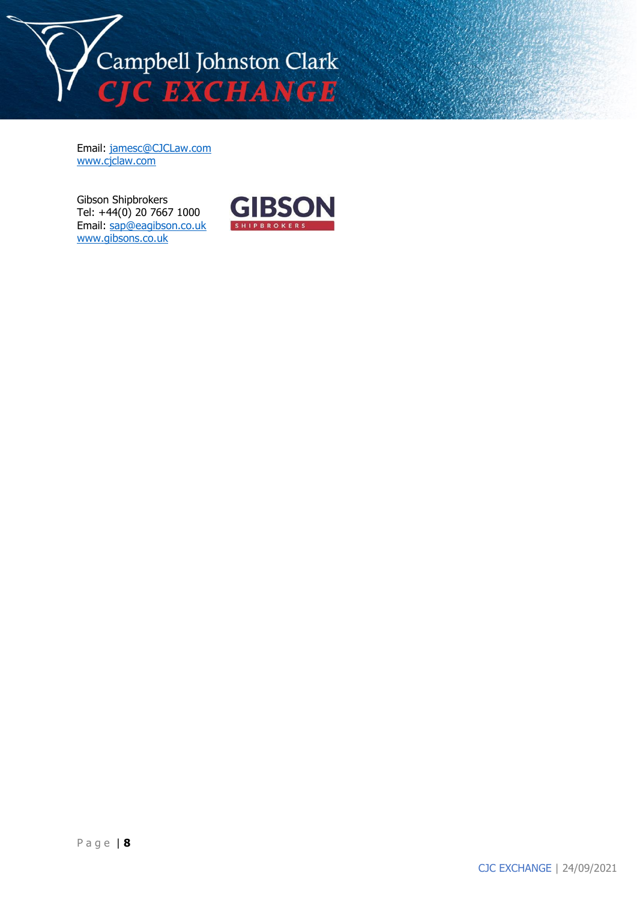Email: jamesc@CJCLaw.com
www.cjclaw.com

Gibson Shipbrokers
Tel: +44(0) 20 7667 1000
Email: sap@eagibson.co.uk
www.gibsons.co.uk